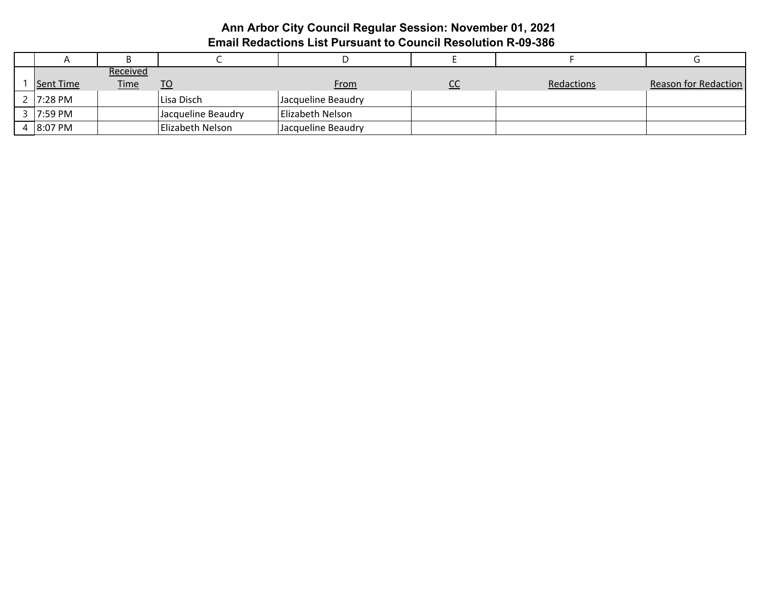# Ann Arbor City Council Regular Session: November 01, 2021
## Email Redactions List Pursuant to Council Resolution R-09-386

| | A | B | C | D | E | F | G |
|---|---|---|---|---|---|---|---|
| 1 | Sent Time | Received Time | TO | From | CC | Redactions | Reason for Redaction |
| 2 | 7:28 PM | | Lisa Disch | Jacqueline Beaudry | | | |
| 3 | 7:59 PM | | Jacqueline Beaudry | Elizabeth Nelson | | | |
| 4 | 8:07 PM | | Elizabeth Nelson | Jacqueline Beaudry | | | |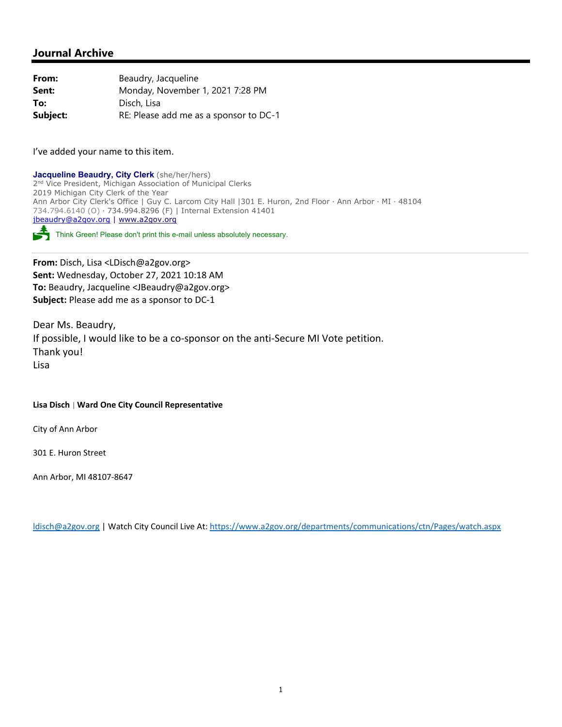## Journal Archive

**From:** Beaudry, Jacqueline
**Sent:** Monday, November 1, 2021 7:28 PM
**To:** Disch, Lisa
**Subject:** RE: Please add me as a sponsor to DC-1

I've added your name to this item.

**Jacqueline Beaudry, City Clerk** (she/her/hers)
2nd Vice President, Michigan Association of Municipal Clerks
2019 Michigan City Clerk of the Year
Ann Arbor City Clerk's Office | Guy C. Larcom City Hall |301 E. Huron, 2nd Floor · Ann Arbor · MI · 48104
734.794.6140 (O) · 734.994.8296 (F) | Internal Extension 41401
jbeaudry@a2gov.org | www.a2gov.org

Think Green! Please don't print this e-mail unless absolutely necessary.

---

**From:** Disch, Lisa <LDisch@a2gov.org>
**Sent:** Wednesday, October 27, 2021 10:18 AM
**To:** Beaudry, Jacqueline <JBeaudry@a2gov.org>
**Subject:** Please add me as a sponsor to DC-1

Dear Ms. Beaudry,
If possible, I would like to be a co-sponsor on the anti-Secure MI Vote petition.
Thank you!
Lisa

**Lisa Disch** | **Ward One City Council Representative**

City of Ann Arbor

301 E. Huron Street

Ann Arbor, MI 48107-8647

ldisch@a2gov.org | Watch City Council Live At: https://www.a2gov.org/departments/communications/ctn/Pages/watch.aspx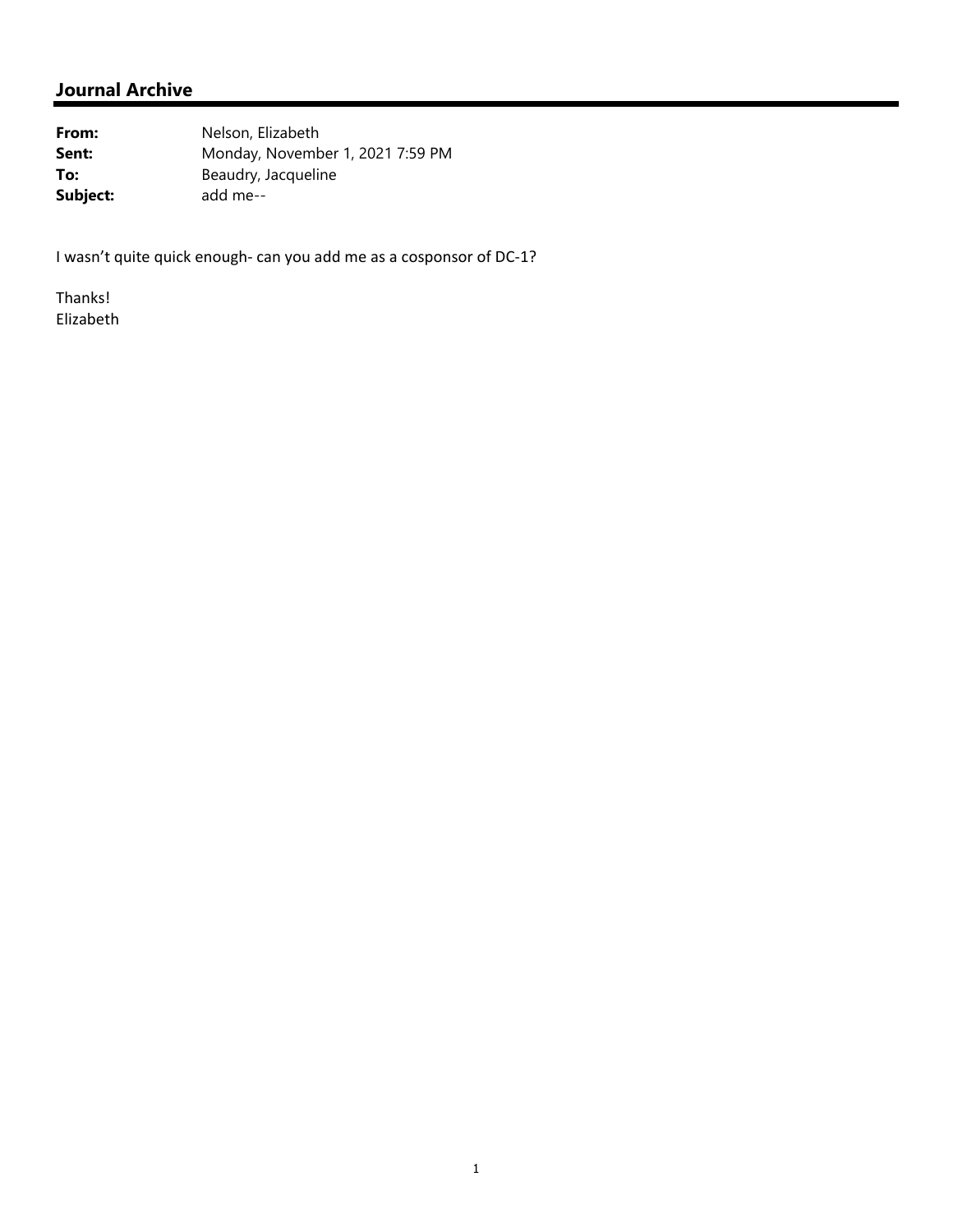## Journal Archive

**From:** Nelson, Elizabeth
**Sent:** Monday, November 1, 2021 7:59 PM
**To:** Beaudry, Jacqueline
**Subject:** add me--

I wasn't quite quick enough- can you add me as a cosponsor of DC-1?

Thanks!
Elizabeth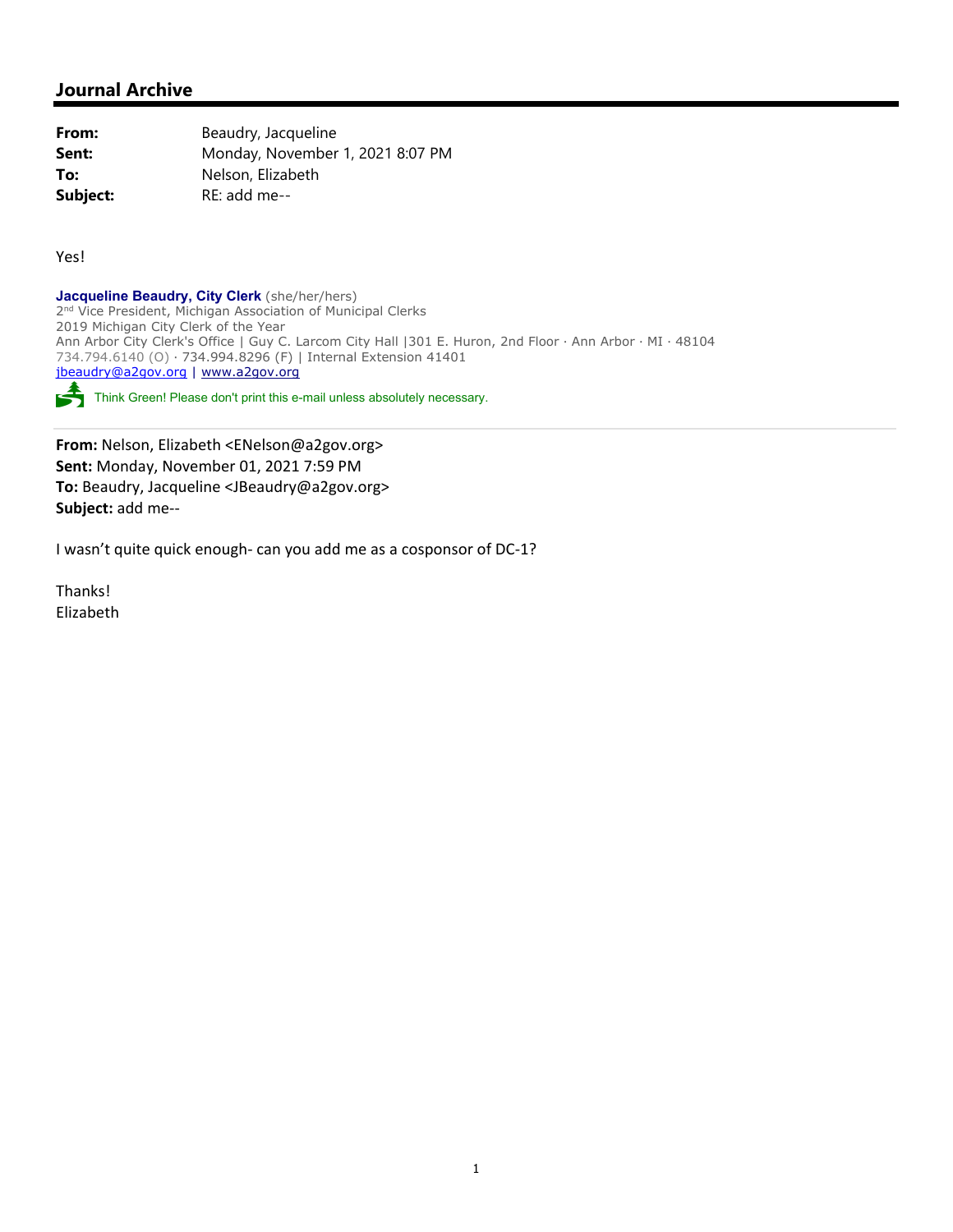## Journal Archive

**From:** Beaudry, Jacqueline
**Sent:** Monday, November 1, 2021 8:07 PM
**To:** Nelson, Elizabeth
**Subject:** RE: add me--

Yes!

**Jacqueline Beaudry, City Clerk** (she/her/hers)
2nd Vice President, Michigan Association of Municipal Clerks
2019 Michigan City Clerk of the Year
Ann Arbor City Clerk's Office | Guy C. Larcom City Hall |301 E. Huron, 2nd Floor · Ann Arbor · MI · 48104
734.794.6140 (O) · 734.994.8296 (F) | Internal Extension 41401
jbeaudry@a2gov.org | www.a2gov.org

Think Green! Please don't print this e-mail unless absolutely necessary.

---

**From:** Nelson, Elizabeth <ENelson@a2gov.org>
**Sent:** Monday, November 01, 2021 7:59 PM
**To:** Beaudry, Jacqueline <JBeaudry@a2gov.org>
**Subject:** add me--

I wasn't quite quick enough- can you add me as a cosponsor of DC-1?

Thanks!
Elizabeth